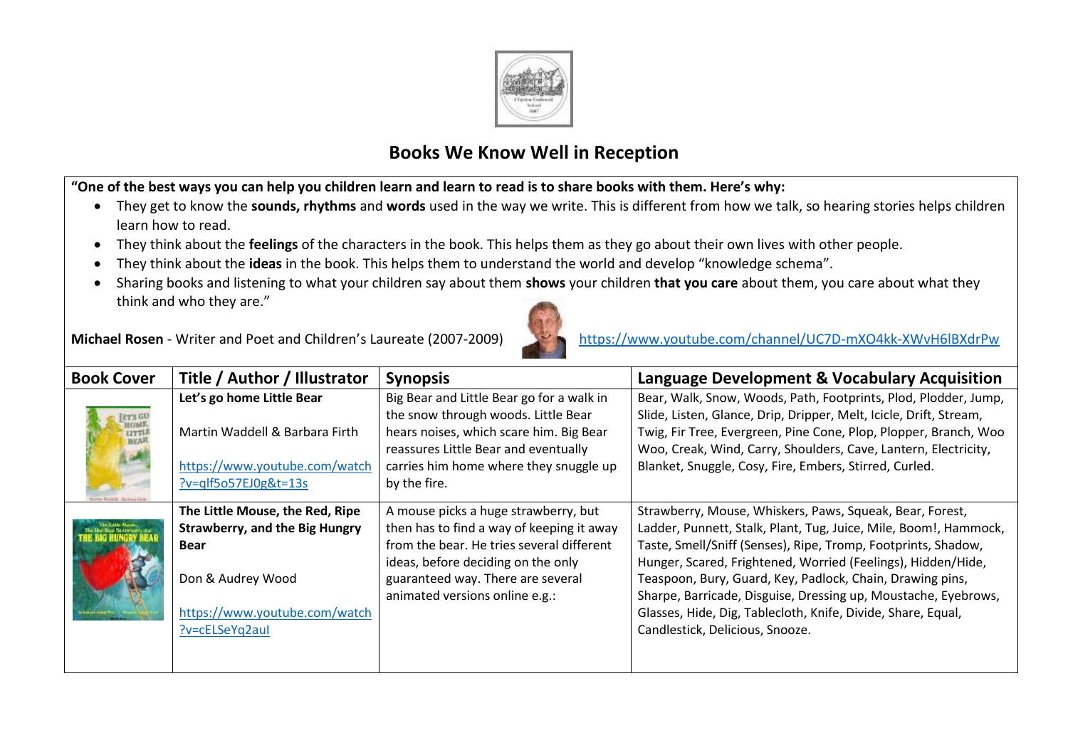# Books We Know Well in Reception

**"One of the best ways you can help you children learn and learn to read is to share books with them. Here's why:**

- They get to know the **sounds, rhythms** and **words** used in the way we write. This is different from how we talk, so hearing stories helps children learn how to read.
- They think about the **feelings** of the characters in the book. This helps them as they go about their own lives with other people.
- They think about the **ideas** in the book. This helps them to understand the world and develop "knowledge schema".
- Sharing books and listening to what your children say about them **shows** your children **that you care** about them, you care about what they think and who they are."

**Michael Rosen** - Writer and Poet and Children's Laureate (2007-2009) https://www.youtube.com/channel/UC7D-mXO4kk-XWvH6lBXdrPw

| Book Cover | Title / Author / Illustrator | Synopsis | Language Development & Vocabulary Acquisition |
|---|---|---|---|
| | **Let's go home Little Bear**<br><br>Martin Waddell & Barbara Firth<br><br>https://www.youtube.com/watch?v=qlf5o57EJ0g&t=13s | Big Bear and Little Bear go for a walk in the snow through woods. Little Bear hears noises, which scare him. Big Bear reassures Little Bear and eventually carries him home where they snuggle up by the fire. | Bear, Walk, Snow, Woods, Path, Footprints, Plod, Plodder, Jump, Slide, Listen, Glance, Drip, Dripper, Melt, Icicle, Drift, Stream, Twig, Fir Tree, Evergreen, Pine Cone, Plop, Plopper, Branch, Woo Woo, Creak, Wind, Carry, Shoulders, Cave, Lantern, Electricity, Blanket, Snuggle, Cosy, Fire, Embers, Stirred, Curled. |
| | **The Little Mouse, the Red, Ripe Strawberry, and the Big Hungry Bear**<br><br>Don & Audrey Wood<br><br>https://www.youtube.com/watch?v=cELSeYq2auI | A mouse picks a huge strawberry, but then has to find a way of keeping it away from the bear. He tries several different ideas, before deciding on the only guaranteed way. There are several animated versions online e.g.: | Strawberry, Mouse, Whiskers, Paws, Squeak, Bear, Forest, Ladder, Punnett, Stalk, Plant, Tug, Juice, Mile, Boom!, Hammock, Taste, Smell/Sniff (Senses), Ripe, Tromp, Footprints, Shadow, Hunger, Scared, Frightened, Worried (Feelings), Hidden/Hide, Teaspoon, Bury, Guard, Key, Padlock, Chain, Drawing pins, Sharpe, Barricade, Disguise, Dressing up, Moustache, Eyebrows, Glasses, Hide, Dig, Tablecloth, Knife, Divide, Share, Equal, Candlestick, Delicious, Snooze. |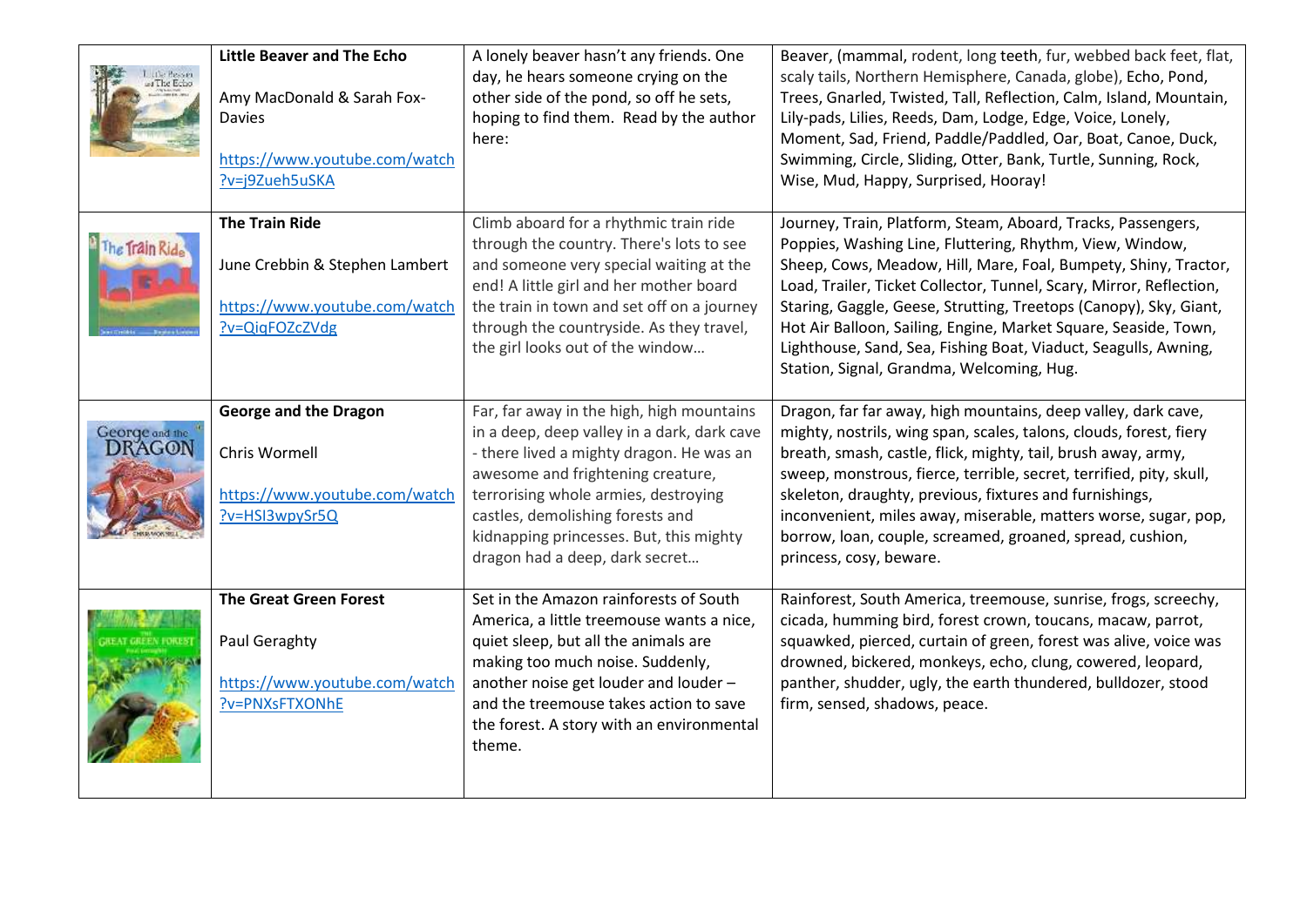| | | | |
|---|---|---|---|
| | **Little Beaver and The Echo**<br><br>Amy MacDonald & Sarah Fox-Davies<br><br>https://www.youtube.com/watch?v=j9Zueh5uSKA | A lonely beaver hasn't any friends. One day, he hears someone crying on the other side of the pond, so off he sets, hoping to find them. Read by the author here: | Beaver, (mammal, rodent, long teeth, fur, webbed back feet, flat, scaly tails, Northern Hemisphere, Canada, globe), Echo, Pond, Trees, Gnarled, Twisted, Tall, Reflection, Calm, Island, Mountain, Lily-pads, Lilies, Reeds, Dam, Lodge, Edge, Voice, Lonely, Moment, Sad, Friend, Paddle/Paddled, Oar, Boat, Canoe, Duck, Swimming, Circle, Sliding, Otter, Bank, Turtle, Sunning, Rock, Wise, Mud, Happy, Surprised, Hooray! |
| | **The Train Ride**<br><br>June Crebbin & Stephen Lambert<br><br>https://www.youtube.com/watch?v=QiqFOZcZVdg | Climb aboard for a rhythmic train ride through the country. There's lots to see and someone very special waiting at the end! A little girl and her mother board the train in town and set off on a journey through the countryside. As they travel, the girl looks out of the window… | Journey, Train, Platform, Steam, Aboard, Tracks, Passengers, Poppies, Washing Line, Fluttering, Rhythm, View, Window, Sheep, Cows, Meadow, Hill, Mare, Foal, Bumpety, Shiny, Tractor, Load, Trailer, Ticket Collector, Tunnel, Scary, Mirror, Reflection, Staring, Gaggle, Geese, Strutting, Treetops (Canopy), Sky, Giant, Hot Air Balloon, Sailing, Engine, Market Square, Seaside, Town, Lighthouse, Sand, Sea, Fishing Boat, Viaduct, Seagulls, Awning, Station, Signal, Grandma, Welcoming, Hug. |
| | **George and the Dragon**<br><br>Chris Wormell<br><br>https://www.youtube.com/watch?v=HSI3wpySr5Q | Far, far away in the high, high mountains in a deep, deep valley in a dark, dark cave - there lived a mighty dragon. He was an awesome and frightening creature, terrorising whole armies, destroying castles, demolishing forests and kidnapping princesses. But, this mighty dragon had a deep, dark secret… | Dragon, far far away, high mountains, deep valley, dark cave, mighty, nostrils, wing span, scales, talons, clouds, forest, fiery breath, smash, castle, flick, mighty, tail, brush away, army, sweep, monstrous, fierce, terrible, secret, terrified, pity, skull, skeleton, draughty, previous, fixtures and furnishings, inconvenient, miles away, miserable, matters worse, sugar, pop, borrow, loan, couple, screamed, groaned, spread, cushion, princess, cosy, beware. |
| | **The Great Green Forest**<br><br>Paul Geraghty<br><br>https://www.youtube.com/watch?v=PNXsFTXONhE | Set in the Amazon rainforests of South America, a little treemouse wants a nice, quiet sleep, but all the animals are making too much noise. Suddenly, another noise get louder and louder – and the treemouse takes action to save the forest. A story with an environmental theme. | Rainforest, South America, treemouse, sunrise, frogs, screechy, cicada, humming bird, forest crown, toucans, macaw, parrot, squawked, pierced, curtain of green, forest was alive, voice was drowned, bickered, monkeys, echo, clung, cowered, leopard, panther, shudder, ugly, the earth thundered, bulldozer, stood firm, sensed, shadows, peace. |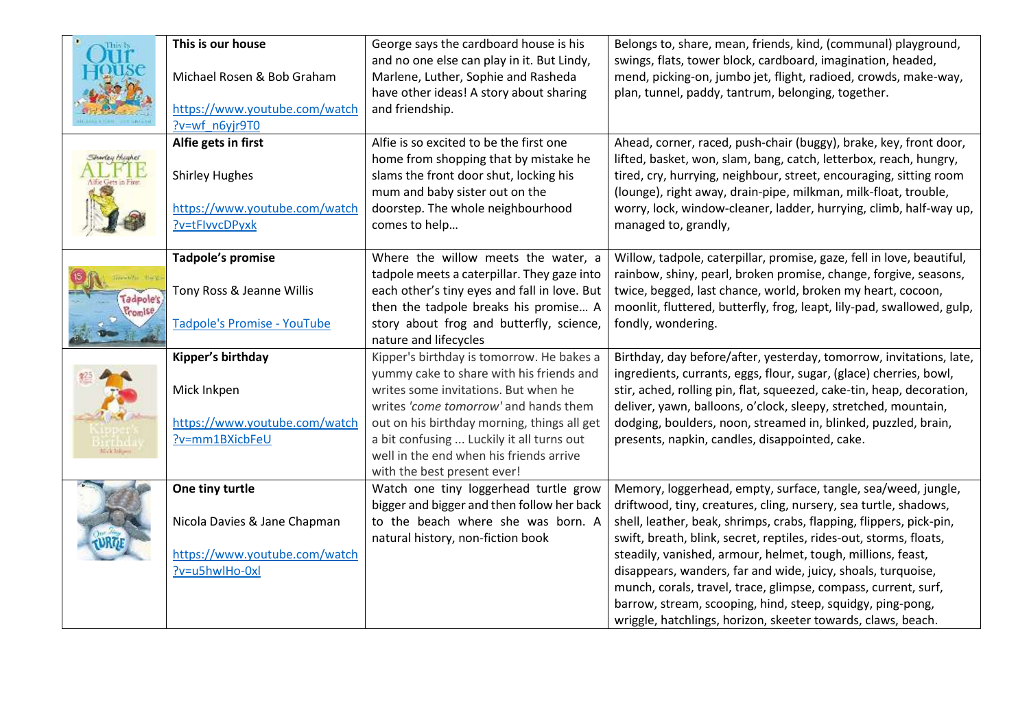| | | | |
|---|---|---|---|
| | **This is our house**<br><br>Michael Rosen & Bob Graham<br><br>https://www.youtube.com/watch?v=wf_n6yjr9T0 | George says the cardboard house is his and no one else can play in it. But Lindy, Marlene, Luther, Sophie and Rasheda have other ideas! A story about sharing and friendship. | Belongs to, share, mean, friends, kind, (communal) playground, swings, flats, tower block, cardboard, imagination, headed, mend, picking-on, jumbo jet, flight, radioed, crowds, make-way, plan, tunnel, paddy, tantrum, belonging, together. |
| | **Alfie gets in first**<br><br>Shirley Hughes<br><br>https://www.youtube.com/watch?v=tFIvvcDPyxk | Alfie is so excited to be the first one home from shopping that by mistake he slams the front door shut, locking his mum and baby sister out on the doorstep. The whole neighbourhood comes to help… | Ahead, corner, raced, push-chair (buggy), brake, key, front door, lifted, basket, won, slam, bang, catch, letterbox, reach, hungry, tired, cry, hurrying, neighbour, street, encouraging, sitting room (lounge), right away, drain-pipe, milkman, milk-float, trouble, worry, lock, window-cleaner, ladder, hurrying, climb, half-way up, managed to, grandly, |
| | **Tadpole's promise**<br><br>Tony Ross & Jeanne Willis<br><br>Tadpole's Promise - YouTube | Where the willow meets the water, a tadpole meets a caterpillar. They gaze into each other's tiny eyes and fall in love. But then the tadpole breaks his promise… A story about frog and butterfly, science, nature and lifecycles | Willow, tadpole, caterpillar, promise, gaze, fell in love, beautiful, rainbow, shiny, pearl, broken promise, change, forgive, seasons, twice, begged, last chance, world, broken my heart, cocoon, moonlit, fluttered, butterfly, frog, leapt, lily-pad, swallowed, gulp, fondly, wondering. |
| | **Kipper's birthday**<br><br>Mick Inkpen<br><br>https://www.youtube.com/watch?v=mm1BXicbFeU | Kipper's birthday is tomorrow. He bakes a yummy cake to share with his friends and writes some invitations. But when he writes *'come tomorrow'* and hands them out on his birthday morning, things all get a bit confusing ... Luckily it all turns out well in the end when his friends arrive with the best present ever! | Birthday, day before/after, yesterday, tomorrow, invitations, late, ingredients, currants, eggs, flour, sugar, (glace) cherries, bowl, stir, ached, rolling pin, flat, squeezed, cake-tin, heap, decoration, deliver, yawn, balloons, o'clock, sleepy, stretched, mountain, dodging, boulders, noon, streamed in, blinked, puzzled, brain, presents, napkin, candles, disappointed, cake. |
| | **One tiny turtle**<br><br>Nicola Davies & Jane Chapman<br><br>https://www.youtube.com/watch?v=u5hwlHo-0xl | Watch one tiny loggerhead turtle grow bigger and bigger and then follow her back to the beach where she was born. A natural history, non-fiction book | Memory, loggerhead, empty, surface, tangle, sea/weed, jungle, driftwood, tiny, creatures, cling, nursery, sea turtle, shadows, shell, leather, beak, shrimps, crabs, flapping, flippers, pick-pin, swift, breath, blink, secret, reptiles, rides-out, storms, floats, steadily, vanished, armour, helmet, tough, millions, feast, disappears, wanders, far and wide, juicy, shoals, turquoise, munch, corals, travel, trace, glimpse, compass, current, surf, barrow, stream, scooping, hind, steep, squidgy, ping-pong, wriggle, hatchlings, horizon, skeeter towards, claws, beach. |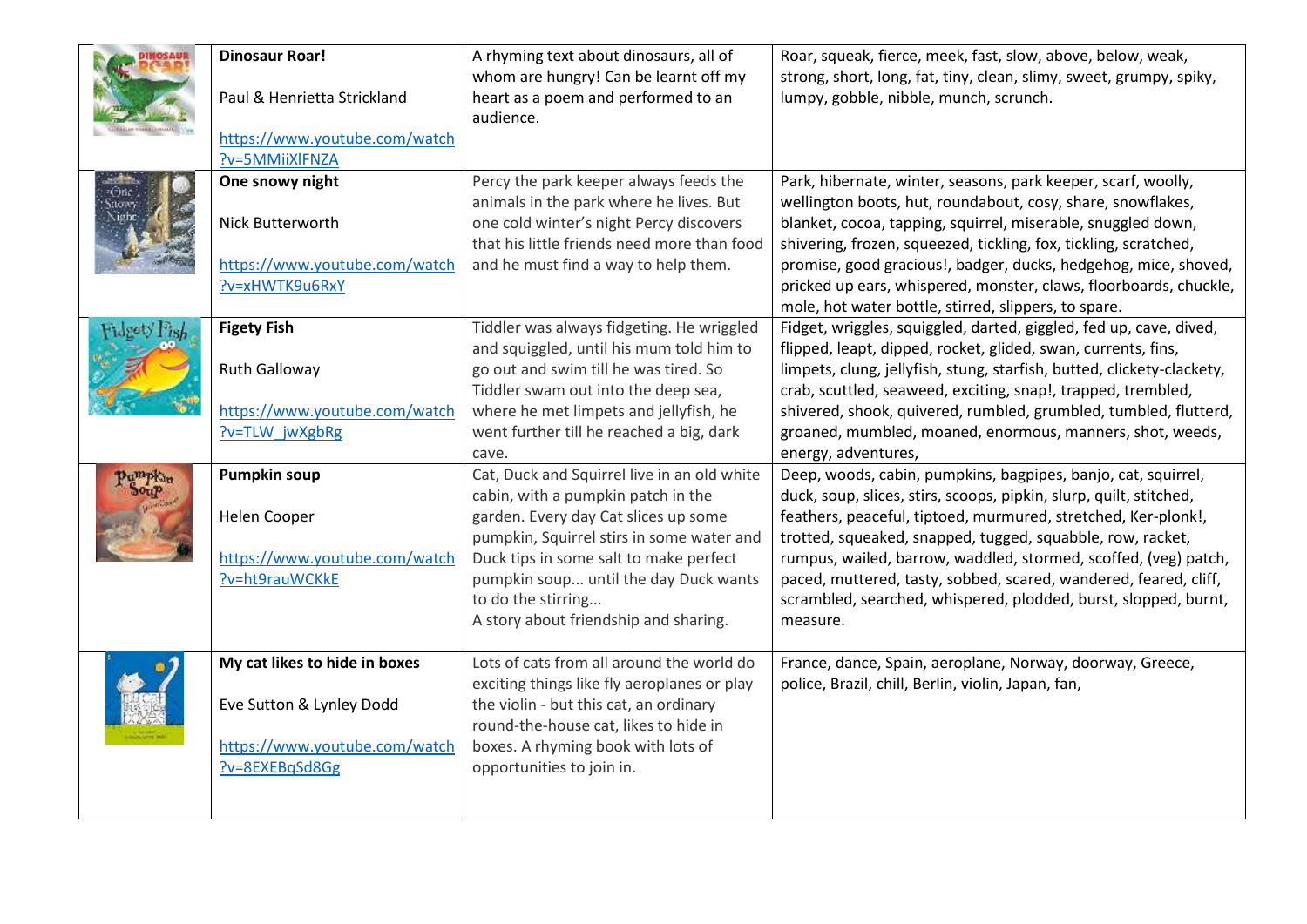| | **Dinosaur Roar!**<br><br>Paul & Henrietta Strickland<br><br>https://www.youtube.com/watch?v=5MMiiXlFNZA | A rhyming text about dinosaurs, all of whom are hungry! Can be learnt off my heart as a poem and performed to an audience. | Roar, squeak, fierce, meek, fast, slow, above, below, weak, strong, short, long, fat, tiny, clean, slimy, sweet, grumpy, spiky, lumpy, gobble, nibble, munch, scrunch. |
|---|---|---|---|
| | **One snowy night**<br><br>Nick Butterworth<br><br>https://www.youtube.com/watch?v=xHWTK9u6RxY | Percy the park keeper always feeds the animals in the park where he lives. But one cold winter's night Percy discovers that his little friends need more than food and he must find a way to help them. | Park, hibernate, winter, seasons, park keeper, scarf, woolly, wellington boots, hut, roundabout, cosy, share, snowflakes, blanket, cocoa, tapping, squirrel, miserable, snuggled down, shivering, frozen, squeezed, tickling, fox, tickling, scratched, promise, good gracious!, badger, ducks, hedgehog, mice, shoved, pricked up ears, whispered, monster, claws, floorboards, chuckle, mole, hot water bottle, stirred, slippers, to spare. |
| | **Figety Fish**<br><br>Ruth Galloway<br><br>https://www.youtube.com/watch?v=TLW_jwXgbRg | Tiddler was always fidgeting. He wriggled and squiggled, until his mum told him to go out and swim till he was tired. So Tiddler swam out into the deep sea, where he met limpets and jellyfish, he went further till he reached a big, dark cave. | Fidget, wriggles, squiggled, darted, giggled, fed up, cave, dived, flipped, leapt, dipped, rocket, glided, swan, currents, fins, limpets, clung, jellyfish, stung, starfish, butted, clickety-clackety, crab, scuttled, seaweed, exciting, snap!, trapped, trembled, shivered, shook, quivered, rumbled, grumbled, tumbled, flutterd, groaned, mumbled, moaned, enormous, manners, shot, weeds, energy, adventures, |
| | **Pumpkin soup**<br><br>Helen Cooper<br><br>https://www.youtube.com/watch?v=ht9rauWCKkE | Cat, Duck and Squirrel live in an old white cabin, with a pumpkin patch in the garden. Every day Cat slices up some pumpkin, Squirrel stirs in some water and Duck tips in some salt to make perfect pumpkin soup... until the day Duck wants to do the stirring...<br>A story about friendship and sharing. | Deep, woods, cabin, pumpkins, bagpipes, banjo, cat, squirrel, duck, soup, slices, stirs, scoops, pipkin, slurp, quilt, stitched, feathers, peaceful, tiptoed, murmured, stretched, Ker-plonk!, trotted, squeaked, snapped, tugged, squabble, row, racket, rumpus, wailed, barrow, waddled, stormed, scoffed, (veg) patch, paced, muttered, tasty, sobbed, scared, wandered, feared, cliff, scrambled, searched, whispered, plodded, burst, slopped, burnt, measure. |
| | **My cat likes to hide in boxes**<br><br>Eve Sutton & Lynley Dodd<br><br>https://www.youtube.com/watch?v=8EXEBqSd8Gg | Lots of cats from all around the world do exciting things like fly aeroplanes or play the violin - but this cat, an ordinary round-the-house cat, likes to hide in boxes. A rhyming book with lots of opportunities to join in. | France, dance, Spain, aeroplane, Norway, doorway, Greece, police, Brazil, chill, Berlin, violin, Japan, fan, |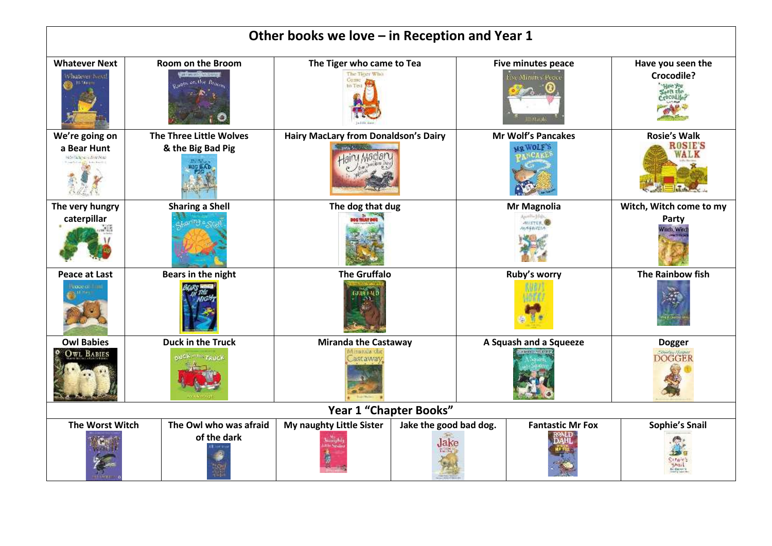# Other books we love – in Reception and Year 1

| | | | | |
|---|---|---|---|---|
| Whatever Next | Room on the Broom | The Tiger who came to Tea | Five minutes peace | Have you seen the Crocodile? |
| We're going on a Bear Hunt | The Three Little Wolves & the Big Bad Pig | Hairy MacLary from Donaldson's Dairy | Mr Wolf's Pancakes | Rosie's Walk |
| The very hungry caterpillar | Sharing a Shell | The dog that dug | Mr Magnolia | Witch, Witch come to my Party |
| Peace at Last | Bears in the night | The Gruffalo | Ruby's worry | The Rainbow fish |
| Owl Babies | Duck in the Truck | Miranda the Castaway | A Squash and a Squeeze | Dogger |

## Year 1 "Chapter Books"

| | | | | | |
|---|---|---|---|---|---|
| The Worst Witch | The Owl who was afraid of the dark | My naughty Little Sister | Jake the good bad dog. | Fantastic Mr Fox | Sophie's Snail |